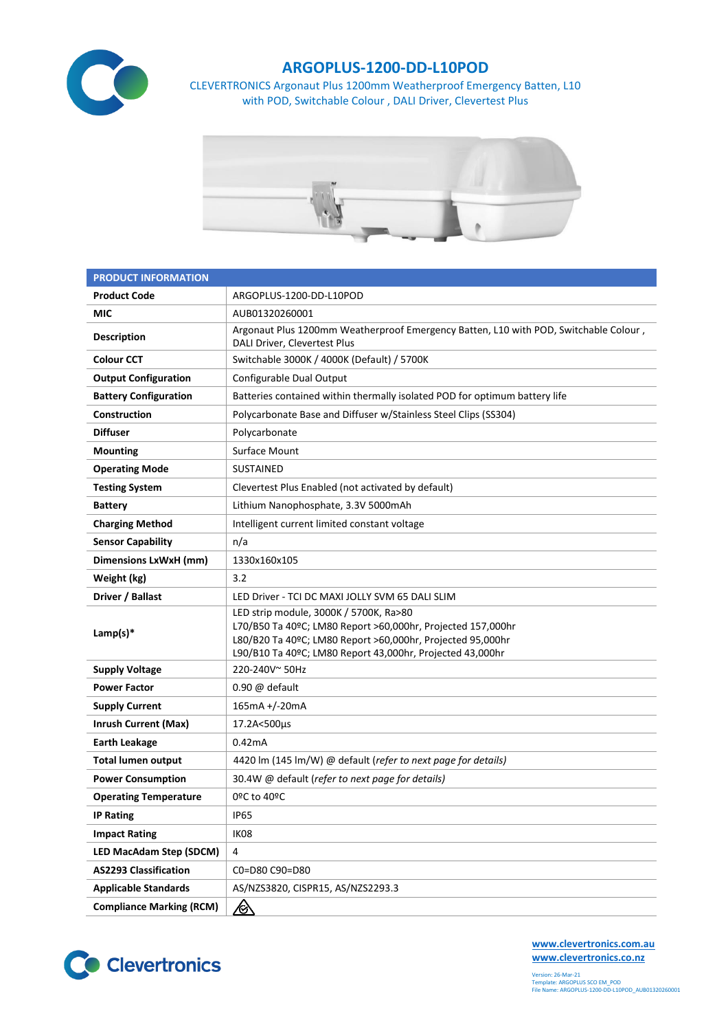# ARGOPLUS-1200-DD-L10POD

CLEVERTRONICS Argonaut Plus 1200mm Weatherproof Emergency Batten, L10 with POD, Switchable Colour , DALI Driver, Clevertest Plus

| PRODUCT INFORMATION | |
|---|---|
| **Product Code** | ARGOPLUS-1200-DD-L10POD |
| **MIC** | AUB01320260001 |
| **Description** | Argonaut Plus 1200mm Weatherproof Emergency Batten, L10 with POD, Switchable Colour , DALI Driver, Clevertest Plus |
| **Colour CCT** | Switchable 3000K / 4000K (Default) / 5700K |
| **Output Configuration** | Configurable Dual Output |
| **Battery Configuration** | Batteries contained within thermally isolated POD for optimum battery life |
| **Construction** | Polycarbonate Base and Diffuser w/Stainless Steel Clips (SS304) |
| **Diffuser** | Polycarbonate |
| **Mounting** | Surface Mount |
| **Operating Mode** | SUSTAINED |
| **Testing System** | Clevertest Plus Enabled (not activated by default) |
| **Battery** | Lithium Nanophosphate, 3.3V 5000mAh |
| **Charging Method** | Intelligent current limited constant voltage |
| **Sensor Capability** | n/a |
| **Dimensions LxWxH (mm)** | 1330x160x105 |
| **Weight (kg)** | 3.2 |
| **Driver / Ballast** | LED Driver - TCI DC MAXI JOLLY SVM 65 DALI SLIM |
| **Lamp(s)*** | LED strip module, 3000K / 5700K, Ra>80<br>L70/B50 Ta 40ºC; LM80 Report >60,000hr, Projected 157,000hr<br>L80/B20 Ta 40ºC; LM80 Report >60,000hr, Projected 95,000hr<br>L90/B10 Ta 40ºC; LM80 Report 43,000hr, Projected 43,000hr |
| **Supply Voltage** | 220-240V~ 50Hz |
| **Power Factor** | 0.90 @ default |
| **Supply Current** | 165mA +/-20mA |
| **Inrush Current (Max)** | 17.2A<500µs |
| **Earth Leakage** | 0.42mA |
| **Total lumen output** | 4420 lm (145 lm/W) @ default (*refer to next page for details)* |
| **Power Consumption** | 30.4W @ default (*refer to next page for details)* |
| **Operating Temperature** | 0ºC to 40ºC |
| **IP Rating** | IP65 |
| **Impact Rating** | IK08 |
| **LED MacAdam Step (SDCM)** | 4 |
| **AS2293 Classification** | C0=D80 C90=D80 |
| **Applicable Standards** | AS/NZS3820, CISPR15, AS/NZS2293.3 |
| **Compliance Marking (RCM)** | |

www.clevertronics.com.au
www.clevertronics.co.nz

Version: 26-Mar-21
Template: ARGOPLUS SCO EM_POD
File Name: ARGOPLUS-1200-DD-L10POD_AUB01320260001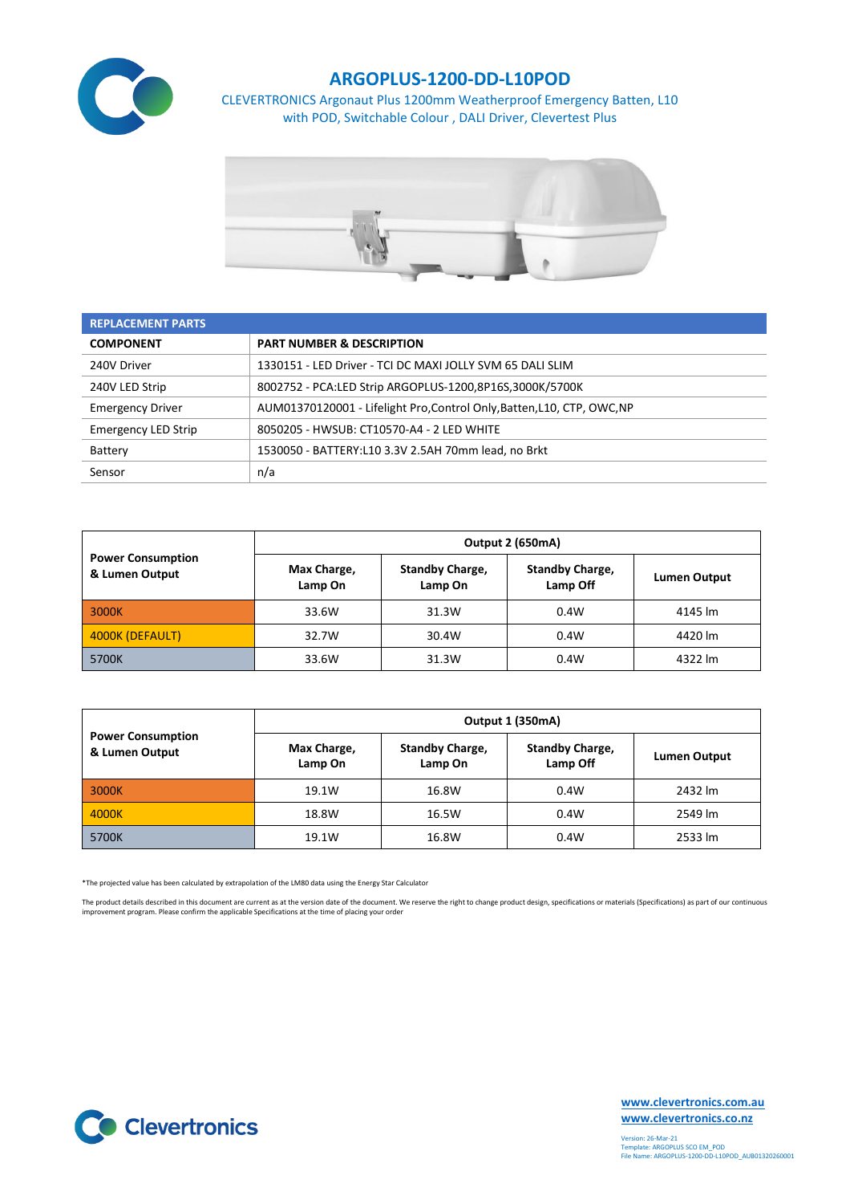# ARGOPLUS-1200-DD-L10POD

CLEVERTRONICS Argonaut Plus 1200mm Weatherproof Emergency Batten, L10 with POD, Switchable Colour , DALI Driver, Clevertest Plus

| REPLACEMENT PARTS | |
|---|---|
| **COMPONENT** | **PART NUMBER & DESCRIPTION** |
| 240V Driver | 1330151 - LED Driver - TCI DC MAXI JOLLY SVM 65 DALI SLIM |
| 240V LED Strip | 8002752 - PCA:LED Strip ARGOPLUS-1200,8P16S,3000K/5700K |
| Emergency Driver | AUM01370120001 - Lifelight Pro,Control Only,Batten,L10, CTP, OWC,NP |
| Emergency LED Strip | 8050205 - HWSUB: CT10570-A4 - 2 LED WHITE |
| Battery | 1530050 - BATTERY:L10 3.3V 2.5AH 70mm lead, no Brkt |
| Sensor | n/a |

| Power Consumption & Lumen Output | Output 2 (650mA) | | | |
|---|---|---|---|---|
| | **Max Charge, Lamp On** | **Standby Charge, Lamp On** | **Standby Charge, Lamp Off** | **Lumen Output** |
| 3000K | 33.6W | 31.3W | 0.4W | 4145 lm |
| 4000K (DEFAULT) | 32.7W | 30.4W | 0.4W | 4420 lm |
| 5700K | 33.6W | 31.3W | 0.4W | 4322 lm |

| Power Consumption & Lumen Output | Output 1 (350mA) | | | |
|---|---|---|---|---|
| | **Max Charge, Lamp On** | **Standby Charge, Lamp On** | **Standby Charge, Lamp Off** | **Lumen Output** |
| 3000K | 19.1W | 16.8W | 0.4W | 2432 lm |
| 4000K | 18.8W | 16.5W | 0.4W | 2549 lm |
| 5700K | 19.1W | 16.8W | 0.4W | 2533 lm |

*The projected value has been calculated by extrapolation of the LM80 data using the Energy Star Calculator

The product details described in this document are current as at the version date of the document. We reserve the right to change product design, specifications or materials (Specifications) as part of our continuous improvement program. Please confirm the applicable Specifications at the time of placing your order

Clevertronics

www.clevertronics.com.au
www.clevertronics.co.nz

Version: 26-Mar-21
Template: ARGOPLUS SCO EM_POD
File Name: ARGOPLUS-1200-DD-L10POD_AUB01320260001